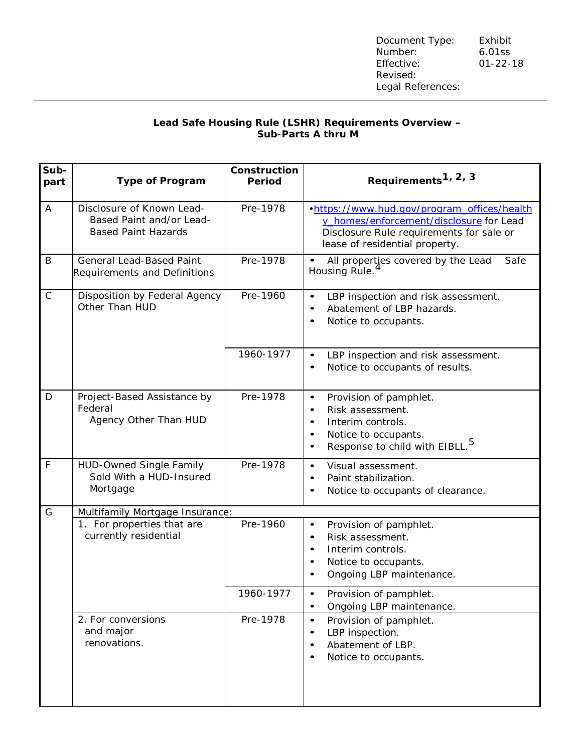| Document Type: | Exhibit |
|---|---|
| Number: | 6.01ss |
| Effective: | 01-22-18 |
| Revised: | |
| Legal References: | |

**Lead Safe Housing Rule (LSHR) Requirements Overview – Sub-Parts A thru M**

| Sub-part | Type of Program | Construction Period | Requirements[1, 2, 3] |
|---|---|---|---|
| A | Disclosure of Known Lead-Based Paint and/or Lead-Based Paint Hazards | Pre-1978 | • https://www.hud.gov/program_offices/healthy_homes/enforcement/disclosure for Lead Disclosure Rule requirements for sale or lease of residential property. |
| B | General Lead-Based Paint Requirements and Definitions | Pre-1978 | • All properties covered by the Lead Safe Housing Rule.[4] |
| C | Disposition by Federal Agency Other Than HUD | Pre-1960 | • LBP inspection and risk assessment.<br>• Abatement of LBP hazards.<br>• Notice to occupants. |
| | | 1960-1977 | • LBP inspection and risk assessment.<br>• Notice to occupants of results. |
| D | Project-Based Assistance by Federal Agency Other Than HUD | Pre-1978 | • Provision of pamphlet.<br>• Risk assessment.<br>• Interim controls.<br>• Notice to occupants.<br>• Response to child with EIBLL.[5] |
| F | HUD-Owned Single Family Sold With a HUD-Insured Mortgage | Pre-1978 | • Visual assessment.<br>• Paint stabilization.<br>• Notice to occupants of clearance. |
| G | Multifamily Mortgage Insurance: | | |
| | 1. For properties that are currently residential | Pre-1960 | • Provision of pamphlet.<br>• Risk assessment.<br>• Interim controls.<br>• Notice to occupants.<br>• Ongoing LBP maintenance. |
| | | 1960-1977 | • Provision of pamphlet.<br>• Ongoing LBP maintenance. |
| | 2. For conversions and major renovations. | Pre-1978 | • Provision of pamphlet.<br>• LBP inspection.<br>• Abatement of LBP.<br>• Notice to occupants. |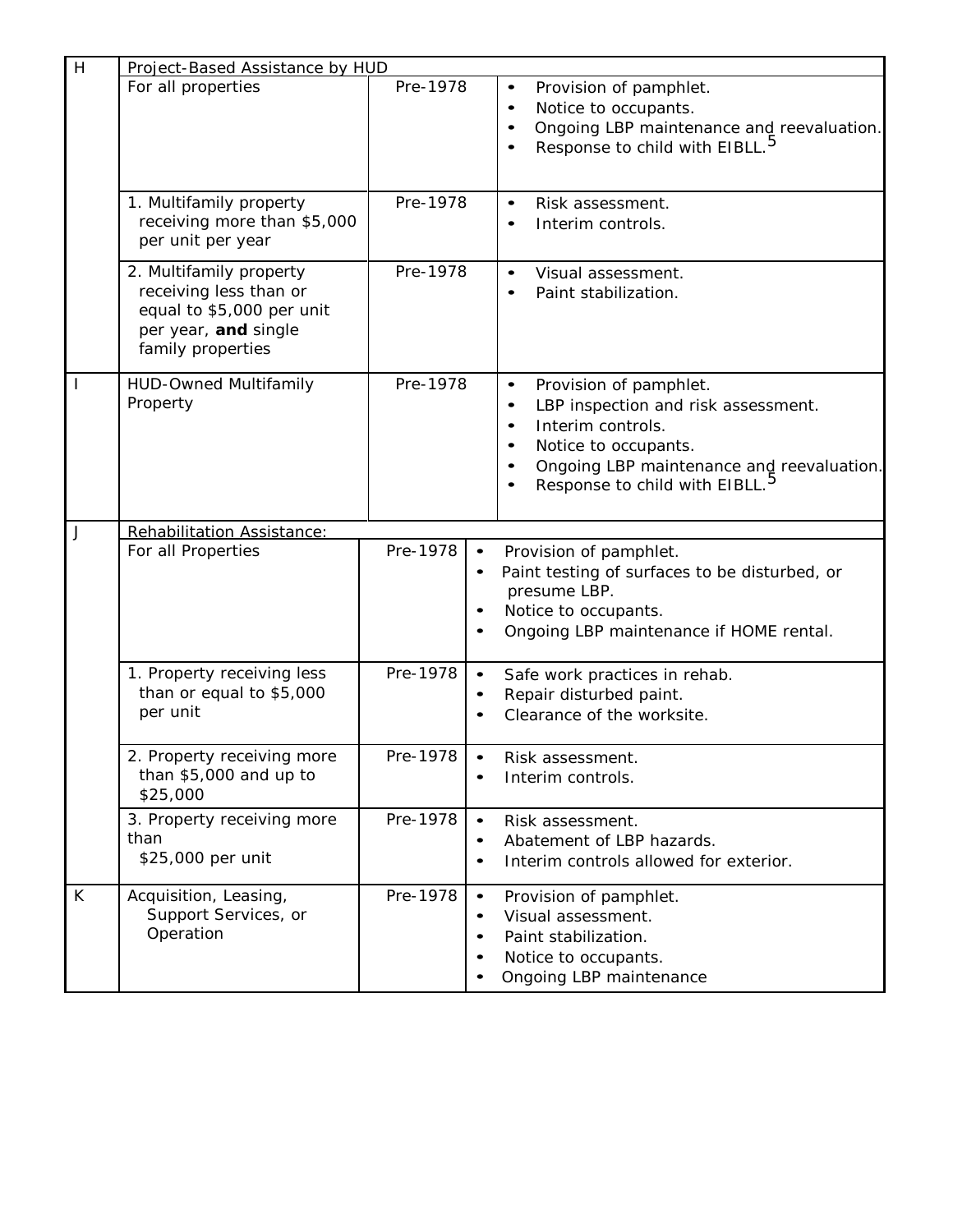| H | Project-Based Assistance by HUD | | |
|---|---|---|---|
| | For all properties | Pre-1978 | • Provision of pamphlet.<br>• Notice to occupants.<br>• Ongoing LBP maintenance and reevaluation.<br>• Response to child with EIBLL.[5] |
| | 1. Multifamily property receiving more than $5,000 per unit per year | Pre-1978 | • Risk assessment.<br>• Interim controls. |
| | 2. Multifamily property receiving less than or equal to $5,000 per unit per year, **and** single family properties | Pre-1978 | • Visual assessment.<br>• Paint stabilization. |
| I | HUD-Owned Multifamily Property | Pre-1978 | • Provision of pamphlet.<br>• LBP inspection and risk assessment.<br>• Interim controls.<br>• Notice to occupants.<br>• Ongoing LBP maintenance and reevaluation.<br>• Response to child with EIBLL.[5] |
| J | Rehabilitation Assistance: | | |
| | For all Properties | Pre-1978 | • Provision of pamphlet.<br>• Paint testing of surfaces to be disturbed, or presume LBP.<br>• Notice to occupants.<br>• Ongoing LBP maintenance if HOME rental. |
| | 1. Property receiving less than or equal to $5,000 per unit | Pre-1978 | • Safe work practices in rehab.<br>• Repair disturbed paint.<br>• Clearance of the worksite. |
| | 2. Property receiving more than $5,000 and up to $25,000 | Pre-1978 | • Risk assessment.<br>• Interim controls. |
| | 3. Property receiving more than $25,000 per unit | Pre-1978 | • Risk assessment.<br>• Abatement of LBP hazards.<br>• Interim controls allowed for exterior. |
| K | Acquisition, Leasing, Support Services, or Operation | Pre-1978 | • Provision of pamphlet.<br>• Visual assessment.<br>• Paint stabilization.<br>• Notice to occupants.<br>• Ongoing LBP maintenance |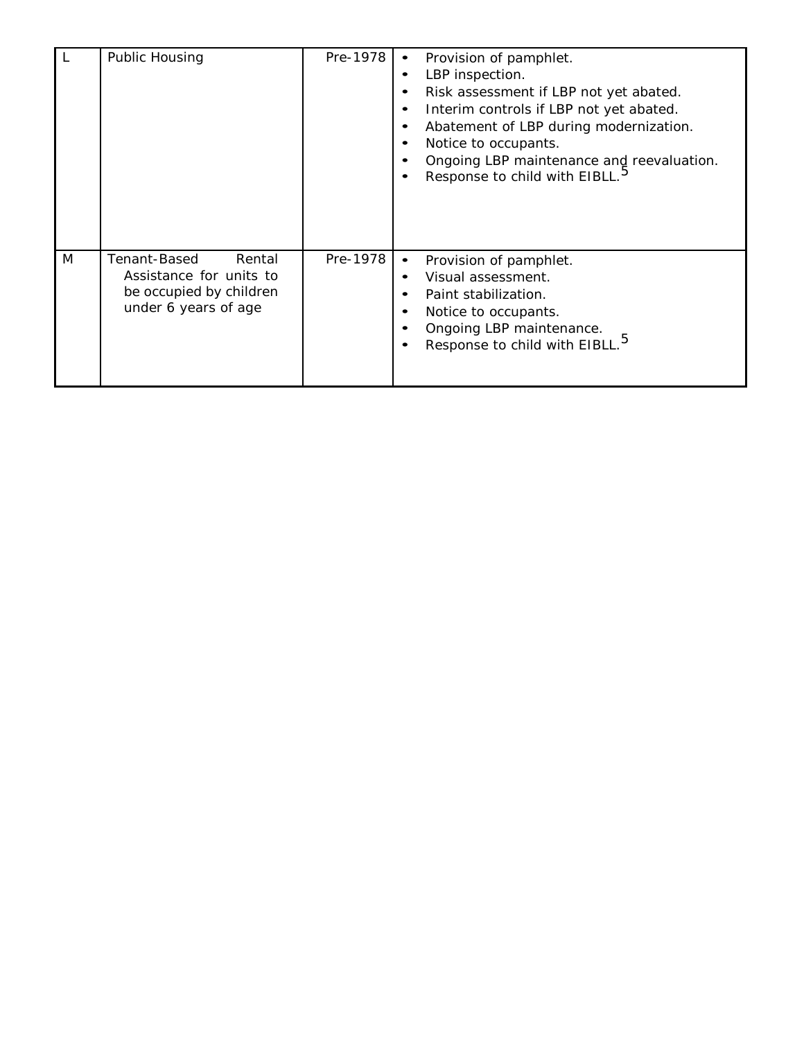| | | | |
|---|---|---|---|
| L | Public Housing | Pre-1978 | • Provision of pamphlet.<br>• LBP inspection.<br>• Risk assessment if LBP not yet abated.<br>• Interim controls if LBP not yet abated.<br>• Abatement of LBP during modernization.<br>• Notice to occupants.<br>• Ongoing LBP maintenance and reevaluation.<br>• Response to child with EIBLL.[5] |
| M | Tenant-Based Rental Assistance for units to be occupied by children under 6 years of age | Pre-1978 | • Provision of pamphlet.<br>• Visual assessment.<br>• Paint stabilization.<br>• Notice to occupants.<br>• Ongoing LBP maintenance.<br>• Response to child with EIBLL.[5] |